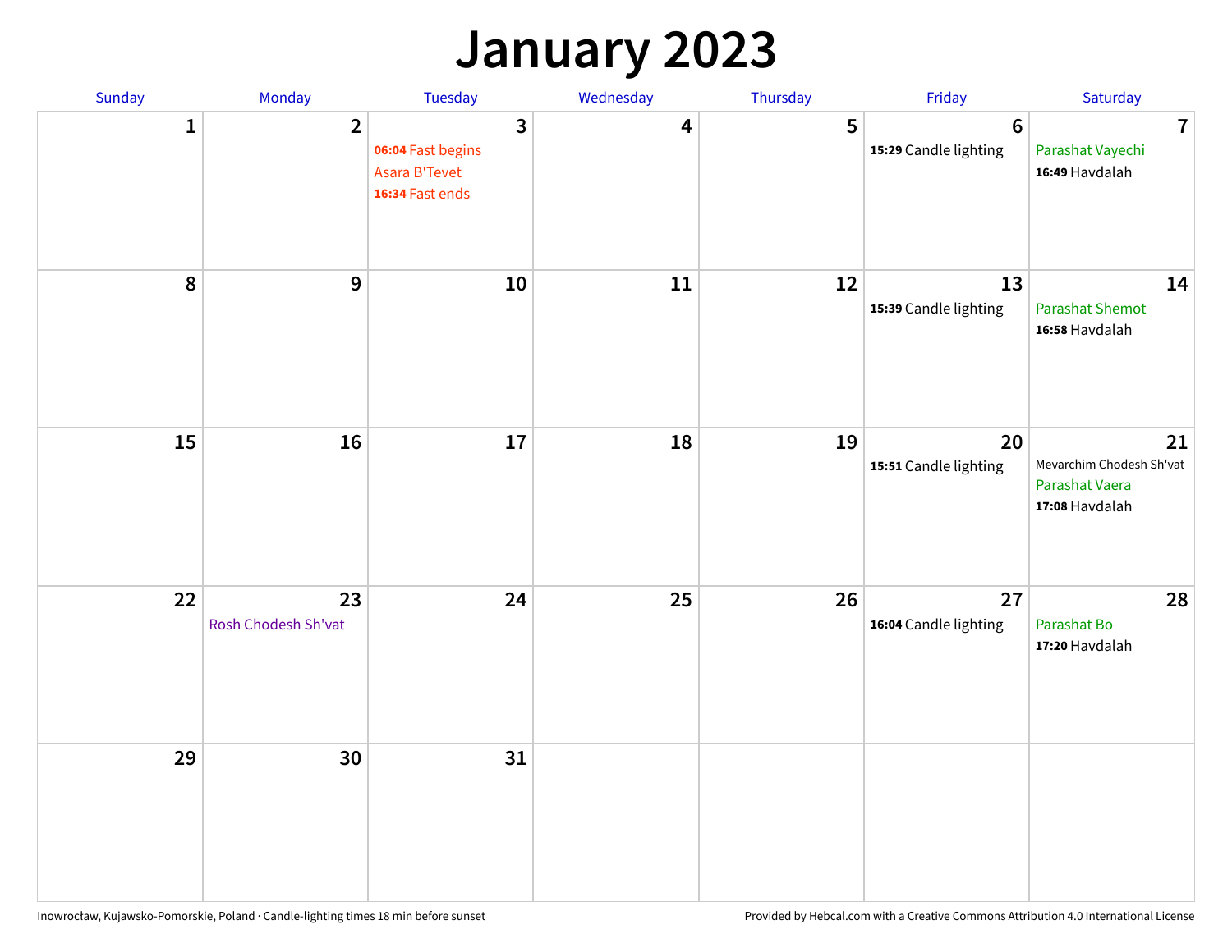# January 2023

| Sunday | Monday | Tuesday | Wednesday | Thursday | Friday | Saturday |
|---|---|---|---|---|---|---|
| 1 | 2 | 3<br>**06:04** Fast begins<br>Asara B'Tevet<br>**16:34** Fast ends | 4 | 5 | 6<br>**15:29** Candle lighting | 7<br>Parashat Vayechi<br>**16:49** Havdalah |
| 8 | 9 | 10 | 11 | 12 | 13<br>**15:39** Candle lighting | 14<br>Parashat Shemot<br>**16:58** Havdalah |
| 15 | 16 | 17 | 18 | 19 | 20<br>**15:51** Candle lighting | 21<br>Mevarchim Chodesh Sh'vat<br>Parashat Vaera<br>**17:08** Havdalah |
| 22 | 23<br>Rosh Chodesh Sh'vat | 24 | 25 | 26 | 27<br>**16:04** Candle lighting | 28<br>Parashat Bo<br>**17:20** Havdalah |
| 29 | 30 | 31 | | | | |

Inowrocław, Kujawsko-Pomorskie, Poland · Candle-lighting times 18 min before sunset

Provided by Hebcal.com with a Creative Commons Attribution 4.0 International License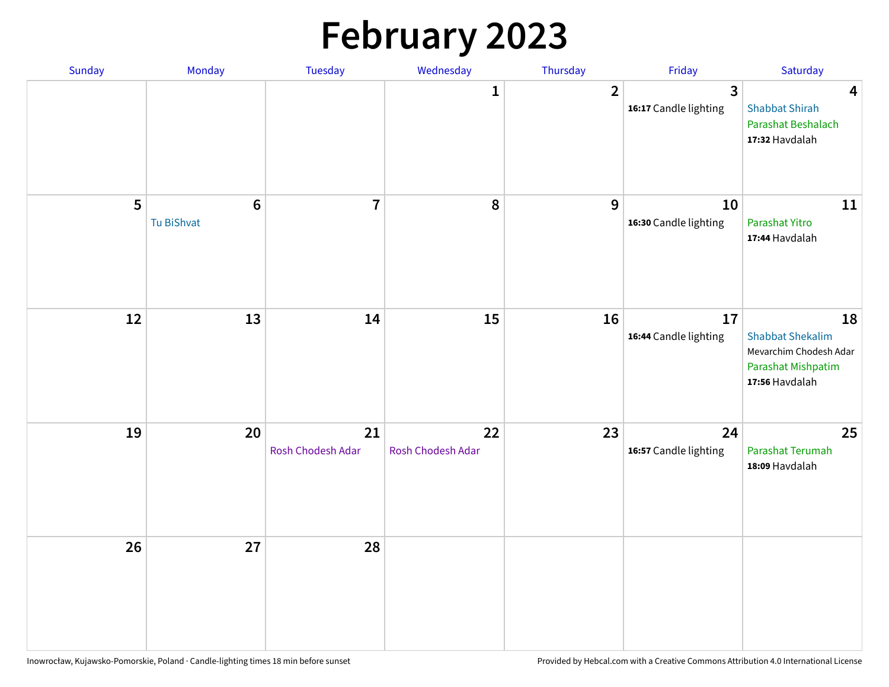# February 2023

| Sunday | Monday | Tuesday | Wednesday | Thursday | Friday | Saturday |
|---|---|---|---|---|---|---|
| | | | 1 | 2 | 3<br>**16:17** Candle lighting | 4<br>Shabbat Shirah<br>Parashat Beshalach<br>**17:32** Havdalah |
| 5 | 6<br>Tu BiShvat | 7 | 8 | 9 | 10<br>**16:30** Candle lighting | 11<br>Parashat Yitro<br>**17:44** Havdalah |
| 12 | 13 | 14 | 15 | 16 | 17<br>**16:44** Candle lighting | 18<br>Shabbat Shekalim<br>Mevarchim Chodesh Adar<br>Parashat Mishpatim<br>**17:56** Havdalah |
| 19 | 20 | 21<br>Rosh Chodesh Adar | 22<br>Rosh Chodesh Adar | 23 | 24<br>**16:57** Candle lighting | 25<br>Parashat Terumah<br>**18:09** Havdalah |
| 26 | 27 | 28 | | | | |

Inowrocław, Kujawsko-Pomorskie, Poland · Candle-lighting times 18 min before sunset

Provided by Hebcal.com with a Creative Commons Attribution 4.0 International License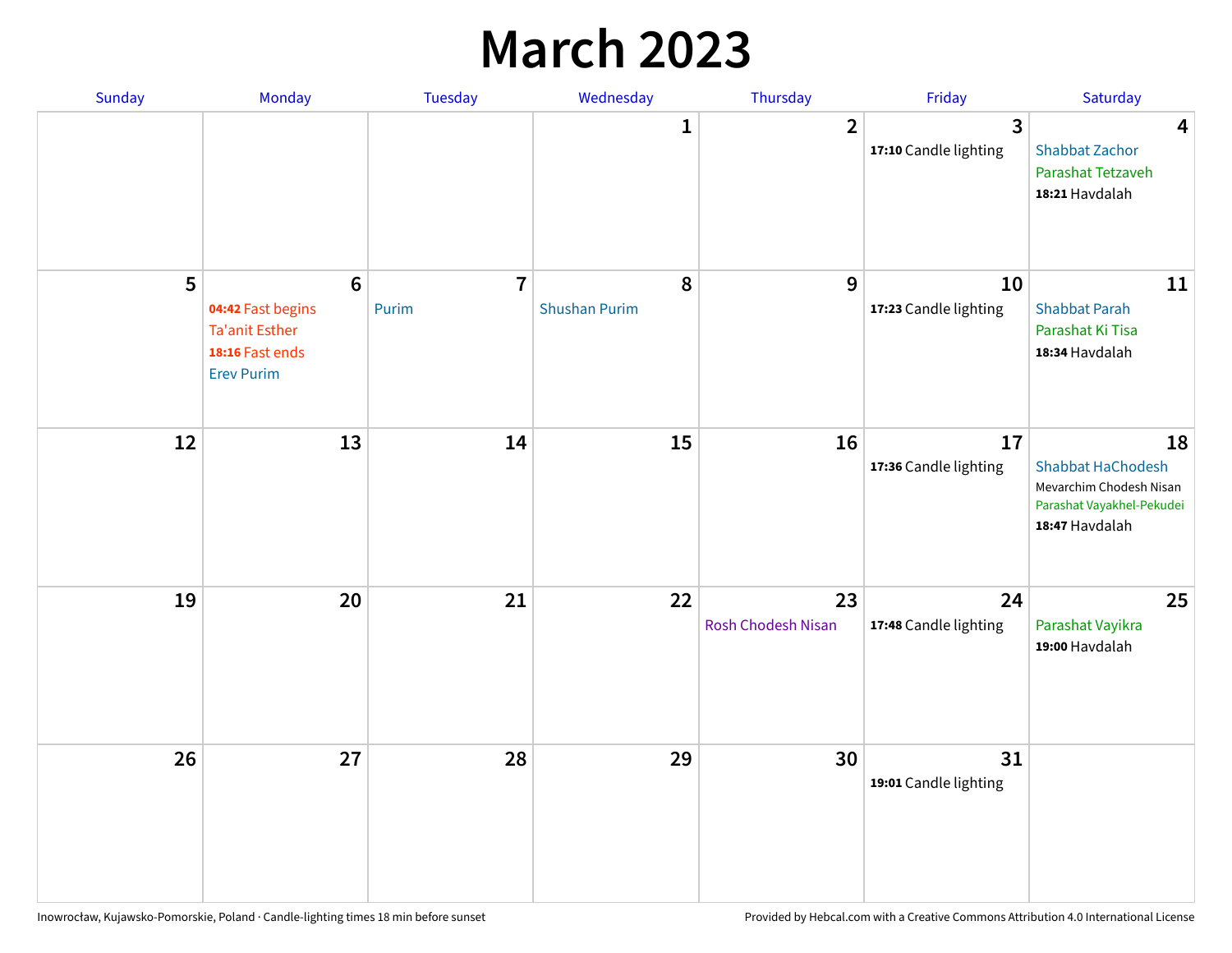# March 2023

| Sunday | Monday | Tuesday | Wednesday | Thursday | Friday | Saturday |
|---|---|---|---|---|---|---|
| | | | 1 | 2 | 3<br>**17:10** Candle lighting | 4<br>Shabbat Zachor<br>Parashat Tetzaveh<br>**18:21** Havdalah |
| 5 | 6<br>**04:42** Fast begins<br>Ta'anit Esther<br>**18:16** Fast ends<br>Erev Purim | 7<br>Purim | 8<br>Shushan Purim | 9 | 10<br>**17:23** Candle lighting | 11<br>Shabbat Parah<br>Parashat Ki Tisa<br>**18:34** Havdalah |
| 12 | 13 | 14 | 15 | 16 | 17<br>**17:36** Candle lighting | 18<br>Shabbat HaChodesh<br>Mevarchim Chodesh Nisan<br>Parashat Vayakhel-Pekudei<br>**18:47** Havdalah |
| 19 | 20 | 21 | 22 | 23<br>Rosh Chodesh Nisan | 24<br>**17:48** Candle lighting | 25<br>Parashat Vayikra<br>**19:00** Havdalah |
| 26 | 27 | 28 | 29 | 30 | 31<br>**19:01** Candle lighting | |

Inowrocław, Kujawsko-Pomorskie, Poland · Candle-lighting times 18 min before sunset

Provided by Hebcal.com with a Creative Commons Attribution 4.0 International License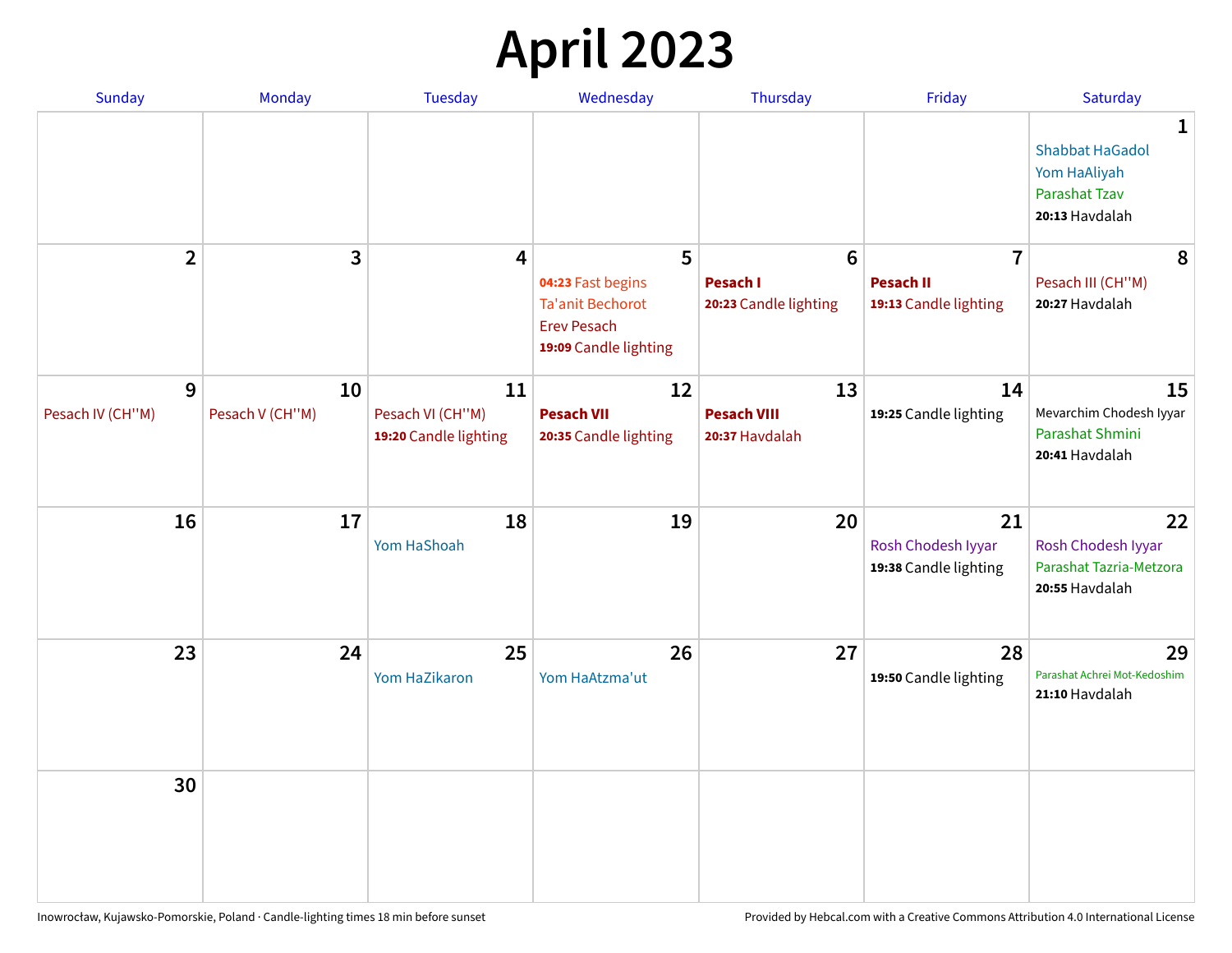# April 2023

| Sunday | Monday | Tuesday | Wednesday | Thursday | Friday | Saturday |
|---|---|---|---|---|---|---|
| | | | | | | **1**<br>Shabbat HaGadol<br>Yom HaAliyah<br>Parashat Tzav<br>**20:13** Havdalah |
| **2** | **3** | **4** | **5**<br>**04:23** Fast begins<br>Ta'anit Bechorot<br>Erev Pesach<br>**19:09** Candle lighting | **6**<br>**Pesach I**<br>**20:23** Candle lighting | **7**<br>**Pesach II**<br>**19:13** Candle lighting | **8**<br>Pesach III (CH''M)<br>**20:27** Havdalah |
| **9**<br>Pesach IV (CH''M) | **10**<br>Pesach V (CH''M) | **11**<br>Pesach VI (CH''M)<br>**19:20** Candle lighting | **12**<br>**Pesach VII**<br>**20:35** Candle lighting | **13**<br>**Pesach VIII**<br>**20:37** Havdalah | **14**<br>**19:25** Candle lighting | **15**<br>Mevarchim Chodesh Iyyar<br>Parashat Shmini<br>**20:41** Havdalah |
| **16** | **17** | **18**<br>Yom HaShoah | **19** | **20** | **21**<br>Rosh Chodesh Iyyar<br>**19:38** Candle lighting | **22**<br>Rosh Chodesh Iyyar<br>Parashat Tazria-Metzora<br>**20:55** Havdalah |
| **23** | **24** | **25**<br>Yom HaZikaron | **26**<br>Yom HaAtzma'ut | **27** | **28**<br>**19:50** Candle lighting | **29**<br>Parashat Achrei Mot-Kedoshim<br>**21:10** Havdalah |
| **30** | | | | | | |

Inowrocław, Kujawsko-Pomorskie, Poland · Candle-lighting times 18 min before sunset

Provided by Hebcal.com with a Creative Commons Attribution 4.0 International License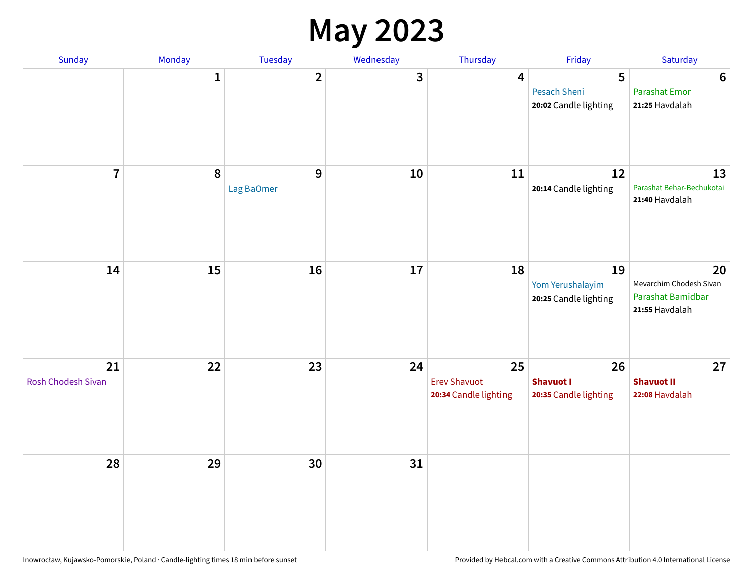# May 2023

| Sunday | Monday | Tuesday | Wednesday | Thursday | Friday | Saturday |
|---|---|---|---|---|---|---|
| | 1 | 2 | 3 | 4 | 5<br>Pesach Sheni<br>**20:02** Candle lighting | 6<br>Parashat Emor<br>**21:25** Havdalah |
| 7 | 8 | 9<br>Lag BaOmer | 10 | 11 | 12<br>**20:14** Candle lighting | 13<br>Parashat Behar-Bechukotai<br>**21:40** Havdalah |
| 14 | 15 | 16 | 17 | 18 | 19<br>Yom Yerushalayim<br>**20:25** Candle lighting | 20<br>Mevarchim Chodesh Sivan<br>Parashat Bamidbar<br>**21:55** Havdalah |
| 21<br>Rosh Chodesh Sivan | 22 | 23 | 24 | 25<br>Erev Shavuot<br>**20:34** Candle lighting | 26<br>**Shavuot I**<br>**20:35** Candle lighting | 27<br>**Shavuot II**<br>**22:08** Havdalah |
| 28 | 29 | 30 | 31 | | | |

Inowrocław, Kujawsko-Pomorskie, Poland · Candle-lighting times 18 min before sunset

Provided by Hebcal.com with a Creative Commons Attribution 4.0 International License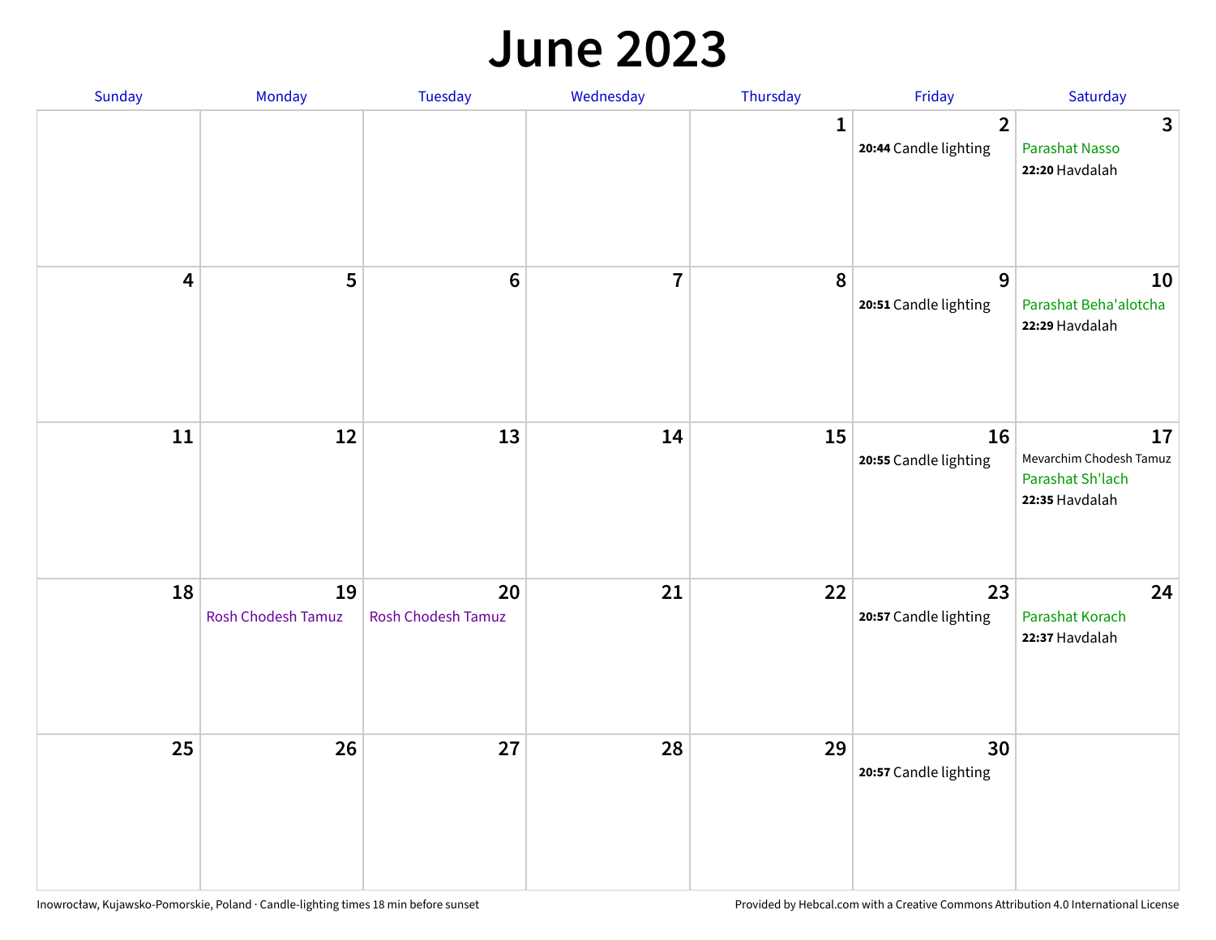# June 2023

| Sunday | Monday | Tuesday | Wednesday | Thursday | Friday | Saturday |
|---|---|---|---|---|---|---|
| | | | | 1 | 2<br>**20:44** Candle lighting | 3<br>Parashat Nasso<br>**22:20** Havdalah |
| 4 | 5 | 6 | 7 | 8 | 9<br>**20:51** Candle lighting | 10<br>Parashat Beha'alotcha<br>**22:29** Havdalah |
| 11 | 12 | 13 | 14 | 15 | 16<br>**20:55** Candle lighting | 17<br>Mevarchim Chodesh Tamuz<br>Parashat Sh'lach<br>**22:35** Havdalah |
| 18 | 19<br>Rosh Chodesh Tamuz | 20<br>Rosh Chodesh Tamuz | 21 | 22 | 23<br>**20:57** Candle lighting | 24<br>Parashat Korach<br>**22:37** Havdalah |
| 25 | 26 | 27 | 28 | 29 | 30<br>**20:57** Candle lighting | |

Inowrocław, Kujawsko-Pomorskie, Poland · Candle-lighting times 18 min before sunset

Provided by Hebcal.com with a Creative Commons Attribution 4.0 International License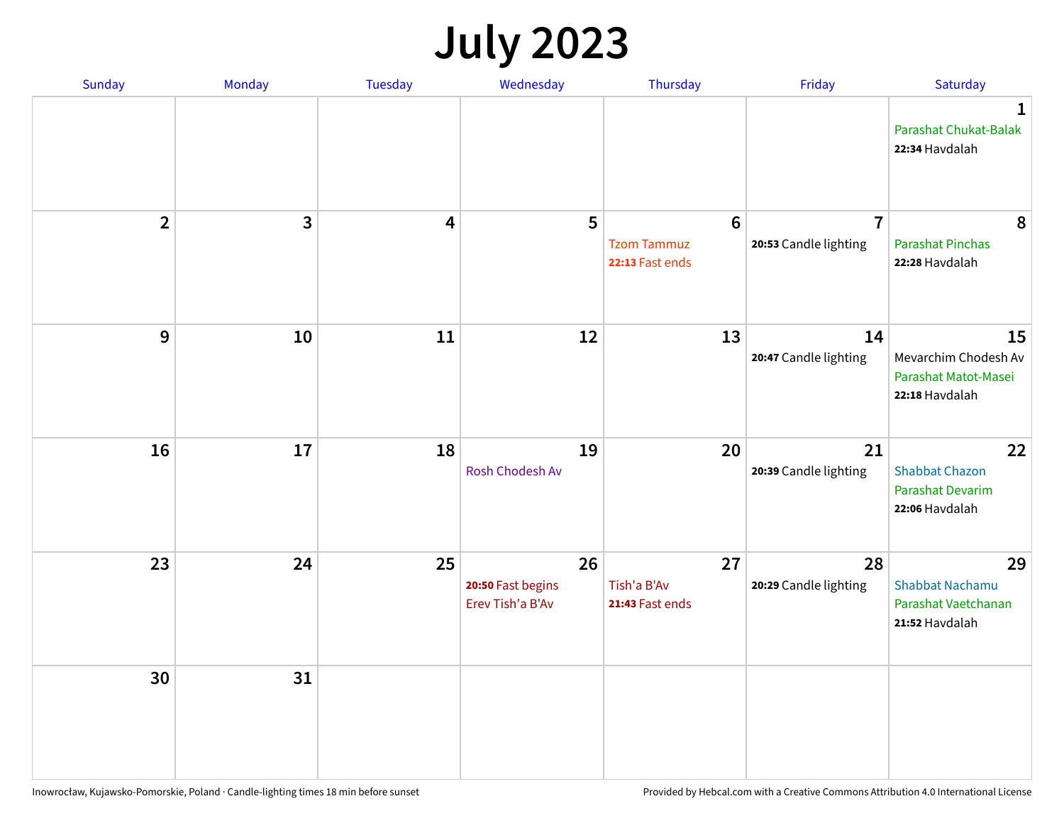# July 2023

| Sunday | Monday | Tuesday | Wednesday | Thursday | Friday | Saturday |
|---|---|---|---|---|---|---|
| | | | | | | **1**<br>Parashat Chukat-Balak<br>**22:34** Havdalah |
| **2** | **3** | **4** | **5** | **6**<br>Tzom Tammuz<br>**22:13** Fast ends | **7**<br>**20:53** Candle lighting | **8**<br>Parashat Pinchas<br>**22:28** Havdalah |
| **9** | **10** | **11** | **12** | **13** | **14**<br>**20:47** Candle lighting | **15**<br>Mevarchim Chodesh Av<br>Parashat Matot-Masei<br>**22:18** Havdalah |
| **16** | **17** | **18** | **19**<br>Rosh Chodesh Av | **20** | **21**<br>**20:39** Candle lighting | **22**<br>Shabbat Chazon<br>Parashat Devarim<br>**22:06** Havdalah |
| **23** | **24** | **25** | **26**<br>**20:50** Fast begins<br>Erev Tish'a B'Av | **27**<br>Tish'a B'Av<br>**21:43** Fast ends | **28**<br>**20:29** Candle lighting | **29**<br>Shabbat Nachamu<br>Parashat Vaetchanan<br>**21:52** Havdalah |
| **30** | **31** | | | | | |

Inowrocław, Kujawsko-Pomorskie, Poland · Candle-lighting times 18 min before sunset

Provided by Hebcal.com with a Creative Commons Attribution 4.0 International License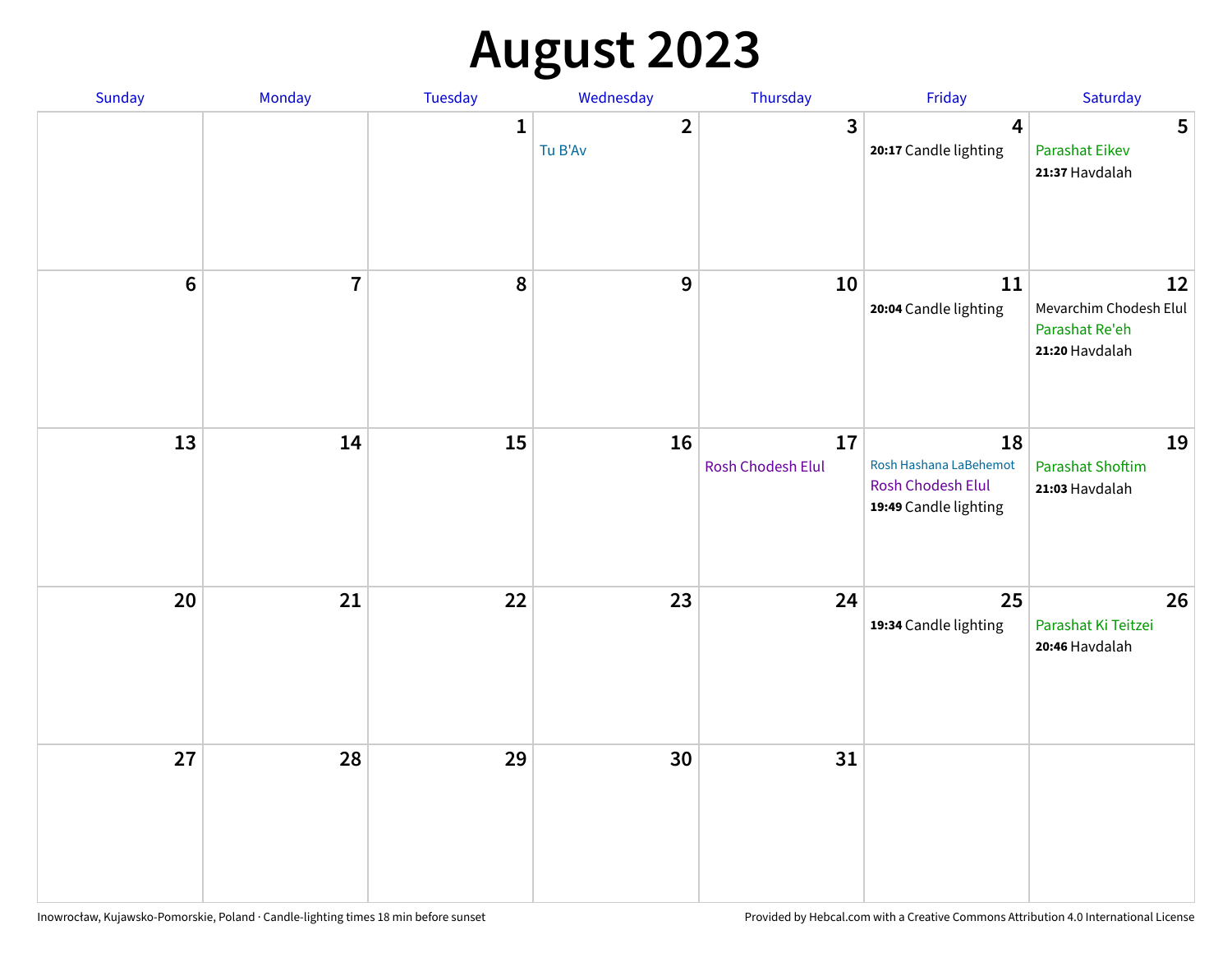# August 2023

| Sunday | Monday | Tuesday | Wednesday | Thursday | Friday | Saturday |
|---|---|---|---|---|---|---|
| | | 1 | 2<br>Tu B'Av | 3 | 4<br>**20:17** Candle lighting | 5<br>Parashat Eikev<br>**21:37** Havdalah |
| 6 | 7 | 8 | 9 | 10 | 11<br>**20:04** Candle lighting | 12<br>Mevarchim Chodesh Elul<br>Parashat Re'eh<br>**21:20** Havdalah |
| 13 | 14 | 15 | 16 | 17<br>Rosh Chodesh Elul | 18<br>Rosh Hashana LaBehemot<br>Rosh Chodesh Elul<br>**19:49** Candle lighting | 19<br>Parashat Shoftim<br>**21:03** Havdalah |
| 20 | 21 | 22 | 23 | 24 | 25<br>**19:34** Candle lighting | 26<br>Parashat Ki Teitzei<br>**20:46** Havdalah |
| 27 | 28 | 29 | 30 | 31 | | |

Inowrocław, Kujawsko-Pomorskie, Poland · Candle-lighting times 18 min before sunset

Provided by Hebcal.com with a Creative Commons Attribution 4.0 International License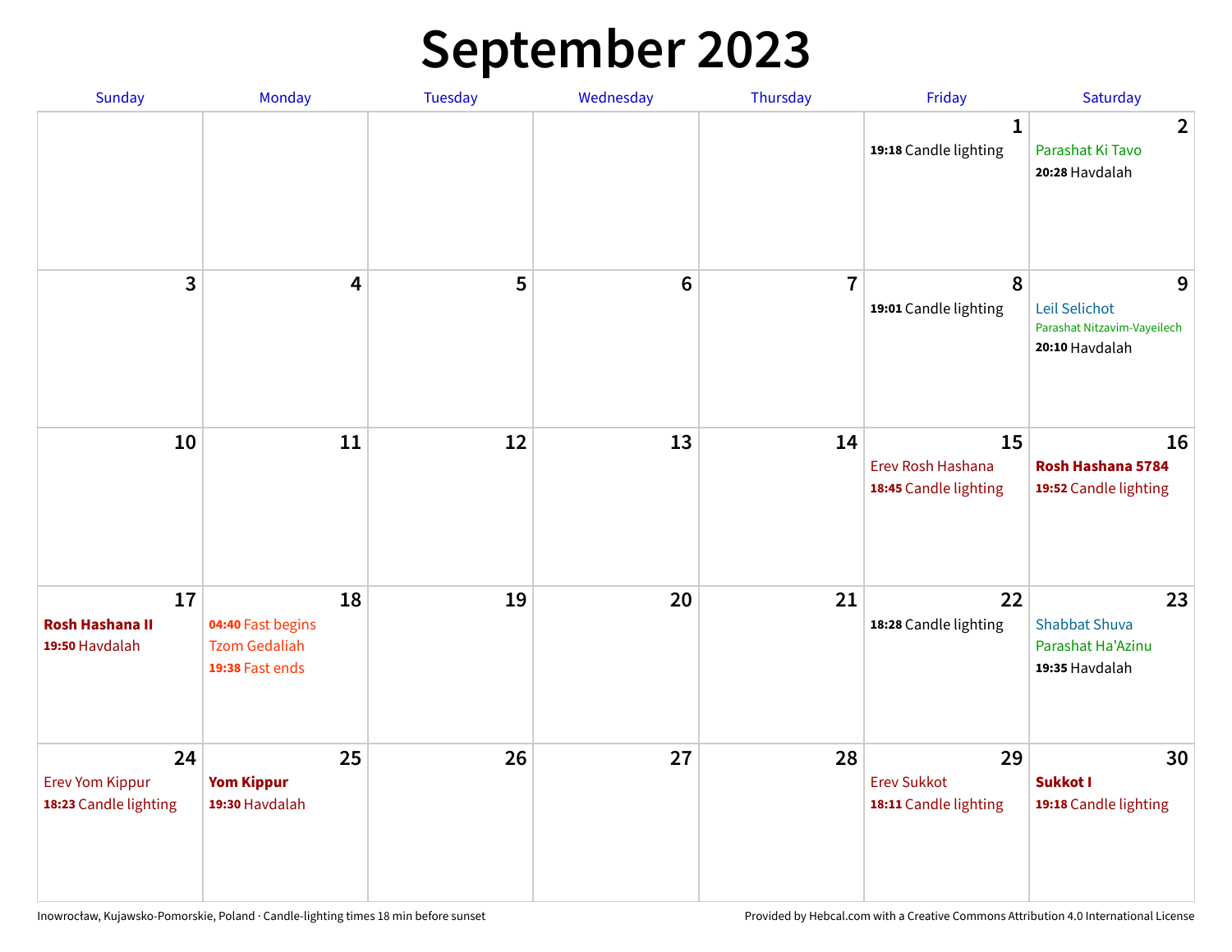# September 2023

| Sunday | Monday | Tuesday | Wednesday | Thursday | Friday | Saturday |
|---|---|---|---|---|---|---|
| | | | | | **1**<br>**19:18** Candle lighting | **2**<br>Parashat Ki Tavo<br>**20:28** Havdalah |
| **3** | **4** | **5** | **6** | **7** | **8**<br>**19:01** Candle lighting | **9**<br>Leil Selichot<br>Parashat Nitzavim-Vayeilech<br>**20:10** Havdalah |
| **10** | **11** | **12** | **13** | **14** | **15**<br>Erev Rosh Hashana<br>**18:45** Candle lighting | **16**<br>**Rosh Hashana 5784**<br>**19:52** Candle lighting |
| **17**<br>**Rosh Hashana II**<br>**19:50** Havdalah | **18**<br>**04:40** Fast begins<br>Tzom Gedaliah<br>**19:38** Fast ends | **19** | **20** | **21** | **22**<br>**18:28** Candle lighting | **23**<br>Shabbat Shuva<br>Parashat Ha'Azinu<br>**19:35** Havdalah |
| **24**<br>Erev Yom Kippur<br>**18:23** Candle lighting | **25**<br>**Yom Kippur**<br>**19:30** Havdalah | **26** | **27** | **28** | **29**<br>Erev Sukkot<br>**18:11** Candle lighting | **30**<br>**Sukkot I**<br>**19:18** Candle lighting |

Inowrocław, Kujawsko-Pomorskie, Poland · Candle-lighting times 18 min before sunset

Provided by Hebcal.com with a Creative Commons Attribution 4.0 International License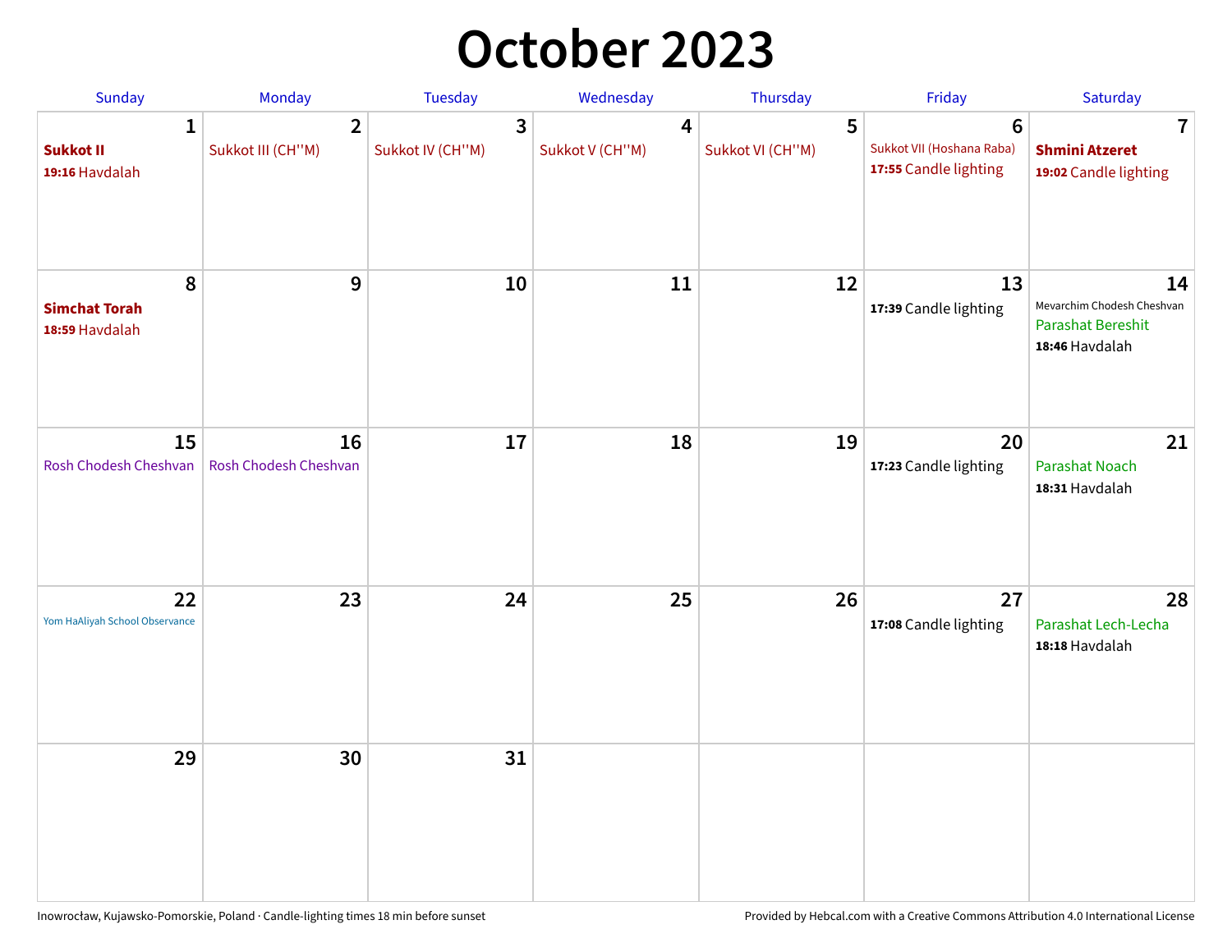# October 2023

| Sunday | Monday | Tuesday | Wednesday | Thursday | Friday | Saturday |
|---|---|---|---|---|---|---|
| **1**<br>**Sukkot II**<br>**19:16** Havdalah | **2**<br>Sukkot III (CH''M) | **3**<br>Sukkot IV (CH''M) | **4**<br>Sukkot V (CH''M) | **5**<br>Sukkot VI (CH''M) | **6**<br>Sukkot VII (Hoshana Raba)<br>**17:55** Candle lighting | **7**<br>**Shmini Atzeret**<br>**19:02** Candle lighting |
| **8**<br>**Simchat Torah**<br>**18:59** Havdalah | **9** | **10** | **11** | **12** | **13**<br>**17:39** Candle lighting | **14**<br>Mevarchim Chodesh Cheshvan<br>Parashat Bereshit<br>**18:46** Havdalah |
| **15**<br>Rosh Chodesh Cheshvan | **16**<br>Rosh Chodesh Cheshvan | **17** | **18** | **19** | **20**<br>**17:23** Candle lighting | **21**<br>Parashat Noach<br>**18:31** Havdalah |
| **22**<br>Yom HaAliyah School Observance | **23** | **24** | **25** | **26** | **27**<br>**17:08** Candle lighting | **28**<br>Parashat Lech-Lecha<br>**18:18** Havdalah |
| **29** | **30** | **31** | | | | |

Inowrocław, Kujawsko-Pomorskie, Poland · Candle-lighting times 18 min before sunset

Provided by Hebcal.com with a Creative Commons Attribution 4.0 International License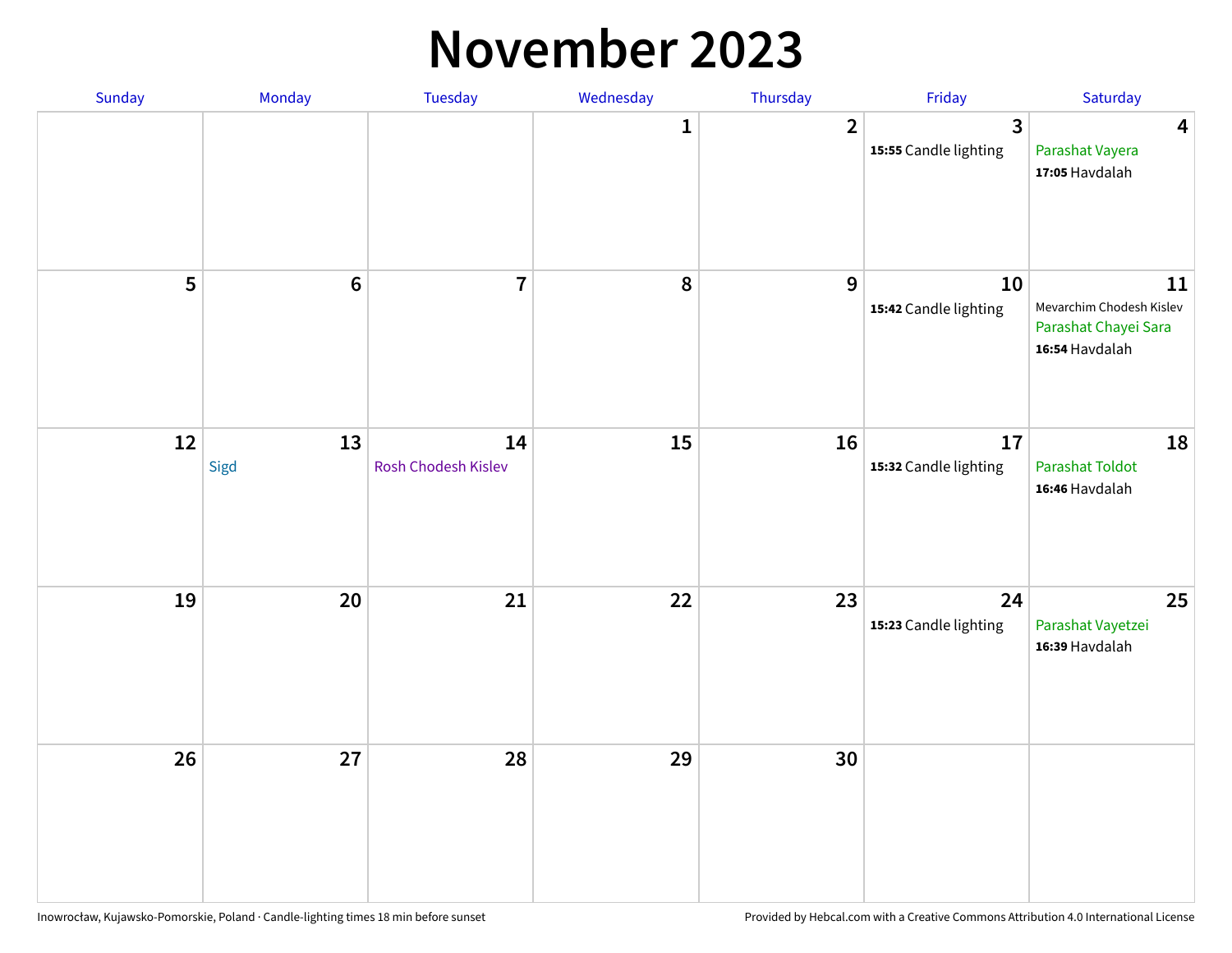# November 2023

| Sunday | Monday | Tuesday | Wednesday | Thursday | Friday | Saturday |
|---|---|---|---|---|---|---|
| | | | 1 | 2 | 3<br>**15:55** Candle lighting | 4<br>Parashat Vayera<br>**17:05** Havdalah |
| 5 | 6 | 7 | 8 | 9 | 10<br>**15:42** Candle lighting | 11<br>Mevarchim Chodesh Kislev<br>Parashat Chayei Sara<br>**16:54** Havdalah |
| 12 | 13<br>Sigd | 14<br>Rosh Chodesh Kislev | 15 | 16 | 17<br>**15:32** Candle lighting | 18<br>Parashat Toldot<br>**16:46** Havdalah |
| 19 | 20 | 21 | 22 | 23 | 24<br>**15:23** Candle lighting | 25<br>Parashat Vayetzei<br>**16:39** Havdalah |
| 26 | 27 | 28 | 29 | 30 | | |

Inowrocław, Kujawsko-Pomorskie, Poland · Candle-lighting times 18 min before sunset

Provided by Hebcal.com with a Creative Commons Attribution 4.0 International License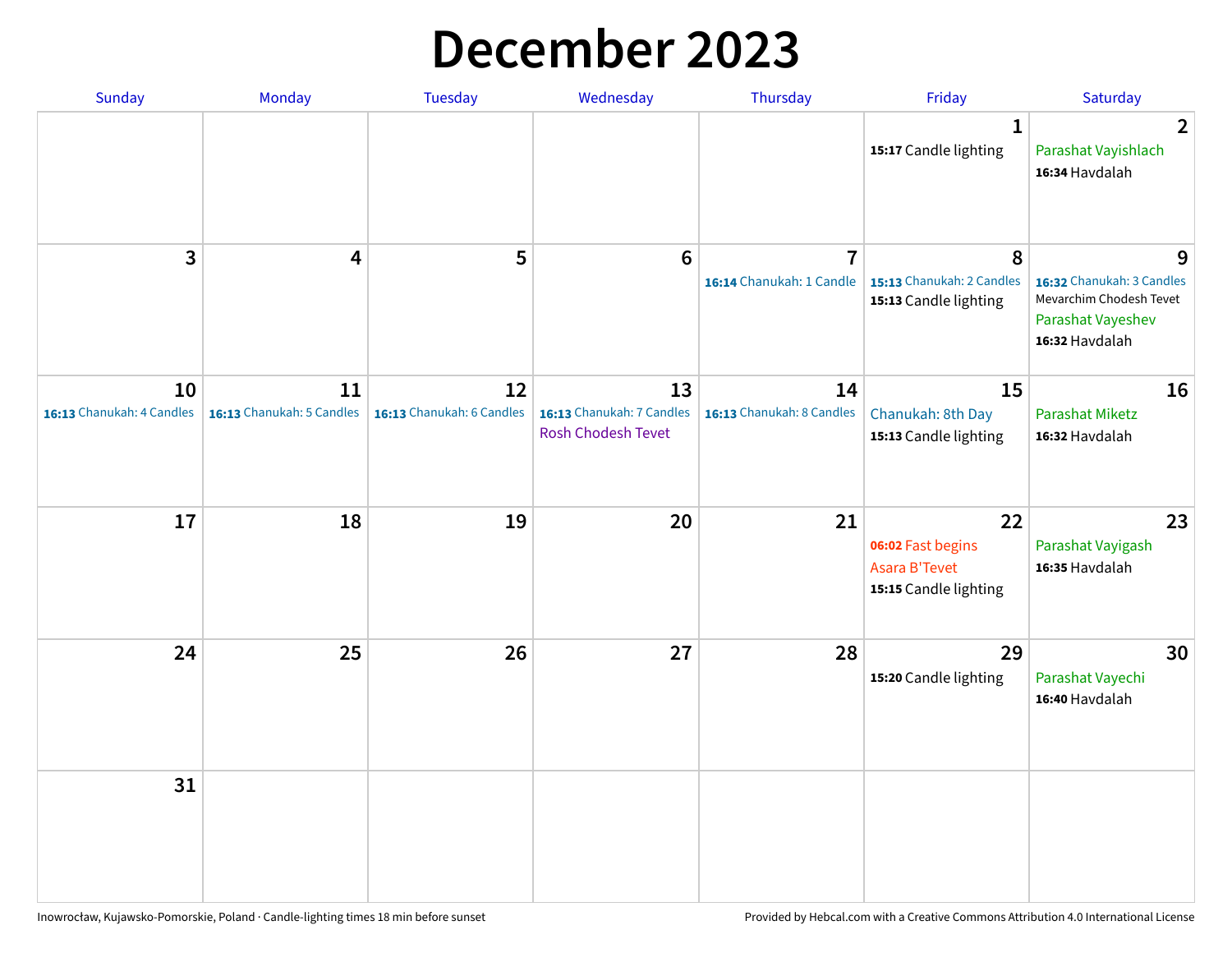# December 2023

| Sunday | Monday | Tuesday | Wednesday | Thursday | Friday | Saturday |
|---|---|---|---|---|---|---|
| | | | | | 1<br>**15:17** Candle lighting | 2<br>Parashat Vayishlach<br>**16:34** Havdalah |
| 3 | 4 | 5 | 6 | 7<br>**16:14** Chanukah: 1 Candle | 8<br>**15:13** Chanukah: 2 Candles<br>**15:13** Candle lighting | 9<br>**16:32** Chanukah: 3 Candles<br>Mevarchim Chodesh Tevet<br>Parashat Vayeshev<br>**16:32** Havdalah |
| 10<br>**16:13** Chanukah: 4 Candles | 11<br>**16:13** Chanukah: 5 Candles | 12<br>**16:13** Chanukah: 6 Candles | 13<br>**16:13** Chanukah: 7 Candles<br>Rosh Chodesh Tevet | 14<br>**16:13** Chanukah: 8 Candles | 15<br>Chanukah: 8th Day<br>**15:13** Candle lighting | 16<br>Parashat Miketz<br>**16:32** Havdalah |
| 17 | 18 | 19 | 20 | 21 | 22<br>**06:02** Fast begins<br>Asara B'Tevet<br>**15:15** Candle lighting | 23<br>Parashat Vayigash<br>**16:35** Havdalah |
| 24 | 25 | 26 | 27 | 28 | 29<br>**15:20** Candle lighting | 30<br>Parashat Vayechi<br>**16:40** Havdalah |
| 31 | | | | | | |

Inowrocław, Kujawsko-Pomorskie, Poland · Candle-lighting times 18 min before sunset

Provided by Hebcal.com with a Creative Commons Attribution 4.0 International License